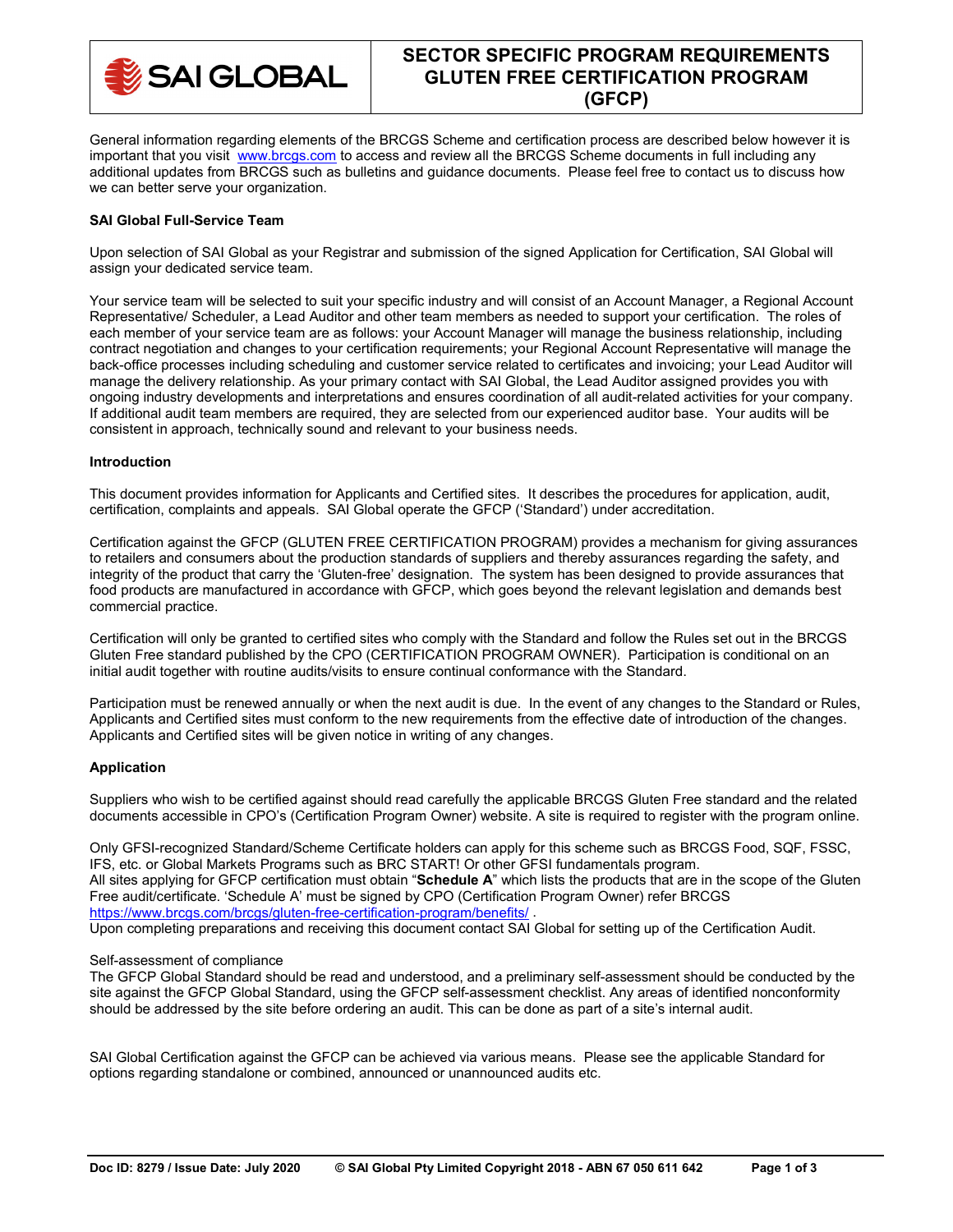# SECTOR SPECIFIC PROGRAM REQUIREMENTS GLUTEN FREE CERTIFICATION PROGRAM (GFCP)

General information regarding elements of the BRCGS Scheme and certification process are described below however it is important that you visit www.brcgs.com to access and review all the BRCGS Scheme documents in full including any additional updates from BRCGS such as bulletins and guidance documents. Please feel free to contact us to discuss how we can better serve your organization.

**SAI Global Full-Service Team**

Upon selection of SAI Global as your Registrar and submission of the signed Application for Certification, SAI Global will assign your dedicated service team.

Your service team will be selected to suit your specific industry and will consist of an Account Manager, a Regional Account Representative/ Scheduler, a Lead Auditor and other team members as needed to support your certification. The roles of each member of your service team are as follows: your Account Manager will manage the business relationship, including contract negotiation and changes to your certification requirements; your Regional Account Representative will manage the back-office processes including scheduling and customer service related to certificates and invoicing; your Lead Auditor will manage the delivery relationship. As your primary contact with SAI Global, the Lead Auditor assigned provides you with ongoing industry developments and interpretations and ensures coordination of all audit-related activities for your company. If additional audit team members are required, they are selected from our experienced auditor base. Your audits will be consistent in approach, technically sound and relevant to your business needs.

**Introduction**

This document provides information for Applicants and Certified sites. It describes the procedures for application, audit, certification, complaints and appeals. SAI Global operate the GFCP ('Standard') under accreditation.

Certification against the GFCP (GLUTEN FREE CERTIFICATION PROGRAM) provides a mechanism for giving assurances to retailers and consumers about the production standards of suppliers and thereby assurances regarding the safety, and integrity of the product that carry the 'Gluten-free' designation. The system has been designed to provide assurances that food products are manufactured in accordance with GFCP, which goes beyond the relevant legislation and demands best commercial practice.

Certification will only be granted to certified sites who comply with the Standard and follow the Rules set out in the BRCGS Gluten Free standard published by the CPO (CERTIFICATION PROGRAM OWNER). Participation is conditional on an initial audit together with routine audits/visits to ensure continual conformance with the Standard.

Participation must be renewed annually or when the next audit is due. In the event of any changes to the Standard or Rules, Applicants and Certified sites must conform to the new requirements from the effective date of introduction of the changes. Applicants and Certified sites will be given notice in writing of any changes.

**Application**

Suppliers who wish to be certified against should read carefully the applicable BRCGS Gluten Free standard and the related documents accessible in CPO's (Certification Program Owner) website. A site is required to register with the program online.

Only GFSI-recognized Standard/Scheme Certificate holders can apply for this scheme such as BRCGS Food, SQF, FSSC, IFS, etc. or Global Markets Programs such as BRC START! Or other GFSI fundamentals program.
All sites applying for GFCP certification must obtain "**Schedule A**" which lists the products that are in the scope of the Gluten Free audit/certificate. 'Schedule A' must be signed by CPO (Certification Program Owner) refer BRCGS https://www.brcgs.com/brcgs/gluten-free-certification-program/benefits/ .
Upon completing preparations and receiving this document contact SAI Global for setting up of the Certification Audit.

Self-assessment of compliance
The GFCP Global Standard should be read and understood, and a preliminary self-assessment should be conducted by the site against the GFCP Global Standard, using the GFCP self-assessment checklist. Any areas of identified nonconformity should be addressed by the site before ordering an audit. This can be done as part of a site's internal audit.

SAI Global Certification against the GFCP can be achieved via various means. Please see the applicable Standard for options regarding standalone or combined, announced or unannounced audits etc.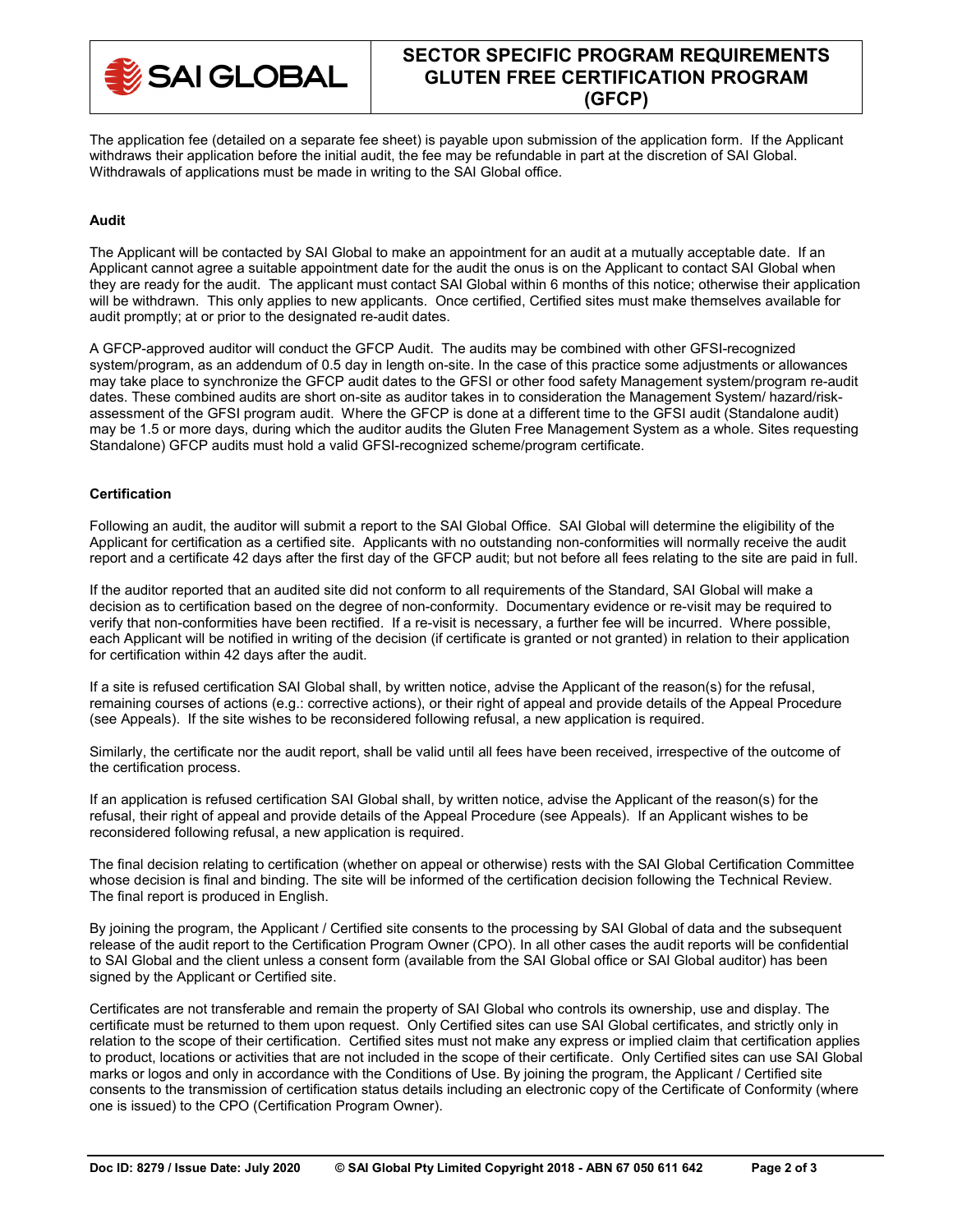The application fee (detailed on a separate fee sheet) is payable upon submission of the application form. If the Applicant withdraws their application before the initial audit, the fee may be refundable in part at the discretion of SAI Global. Withdrawals of applications must be made in writing to the SAI Global office.

**Audit**

The Applicant will be contacted by SAI Global to make an appointment for an audit at a mutually acceptable date. If an Applicant cannot agree a suitable appointment date for the audit the onus is on the Applicant to contact SAI Global when they are ready for the audit. The applicant must contact SAI Global within 6 months of this notice; otherwise their application will be withdrawn. This only applies to new applicants. Once certified, Certified sites must make themselves available for audit promptly; at or prior to the designated re-audit dates.

A GFCP-approved auditor will conduct the GFCP Audit. The audits may be combined with other GFSI-recognized system/program, as an addendum of 0.5 day in length on-site. In the case of this practice some adjustments or allowances may take place to synchronize the GFCP audit dates to the GFSI or other food safety Management system/program re-audit dates. These combined audits are short on-site as auditor takes in to consideration the Management System/ hazard/risk-assessment of the GFSI program audit. Where the GFCP is done at a different time to the GFSI audit (Standalone audit) may be 1.5 or more days, during which the auditor audits the Gluten Free Management System as a whole. Sites requesting Standalone) GFCP audits must hold a valid GFSI-recognized scheme/program certificate.

**Certification**

Following an audit, the auditor will submit a report to the SAI Global Office. SAI Global will determine the eligibility of the Applicant for certification as a certified site. Applicants with no outstanding non-conformities will normally receive the audit report and a certificate 42 days after the first day of the GFCP audit; but not before all fees relating to the site are paid in full.

If the auditor reported that an audited site did not conform to all requirements of the Standard, SAI Global will make a decision as to certification based on the degree of non-conformity. Documentary evidence or re-visit may be required to verify that non-conformities have been rectified. If a re-visit is necessary, a further fee will be incurred. Where possible, each Applicant will be notified in writing of the decision (if certificate is granted or not granted) in relation to their application for certification within 42 days after the audit.

If a site is refused certification SAI Global shall, by written notice, advise the Applicant of the reason(s) for the refusal, remaining courses of actions (e.g.: corrective actions), or their right of appeal and provide details of the Appeal Procedure (see Appeals). If the site wishes to be reconsidered following refusal, a new application is required.

Similarly, the certificate nor the audit report, shall be valid until all fees have been received, irrespective of the outcome of the certification process.

If an application is refused certification SAI Global shall, by written notice, advise the Applicant of the reason(s) for the refusal, their right of appeal and provide details of the Appeal Procedure (see Appeals). If an Applicant wishes to be reconsidered following refusal, a new application is required.

The final decision relating to certification (whether on appeal or otherwise) rests with the SAI Global Certification Committee whose decision is final and binding. The site will be informed of the certification decision following the Technical Review. The final report is produced in English.

By joining the program, the Applicant / Certified site consents to the processing by SAI Global of data and the subsequent release of the audit report to the Certification Program Owner (CPO). In all other cases the audit reports will be confidential to SAI Global and the client unless a consent form (available from the SAI Global office or SAI Global auditor) has been signed by the Applicant or Certified site.

Certificates are not transferable and remain the property of SAI Global who controls its ownership, use and display. The certificate must be returned to them upon request. Only Certified sites can use SAI Global certificates, and strictly only in relation to the scope of their certification. Certified sites must not make any express or implied claim that certification applies to product, locations or activities that are not included in the scope of their certificate. Only Certified sites can use SAI Global marks or logos and only in accordance with the Conditions of Use. By joining the program, the Applicant / Certified site consents to the transmission of certification status details including an electronic copy of the Certificate of Conformity (where one is issued) to the CPO (Certification Program Owner).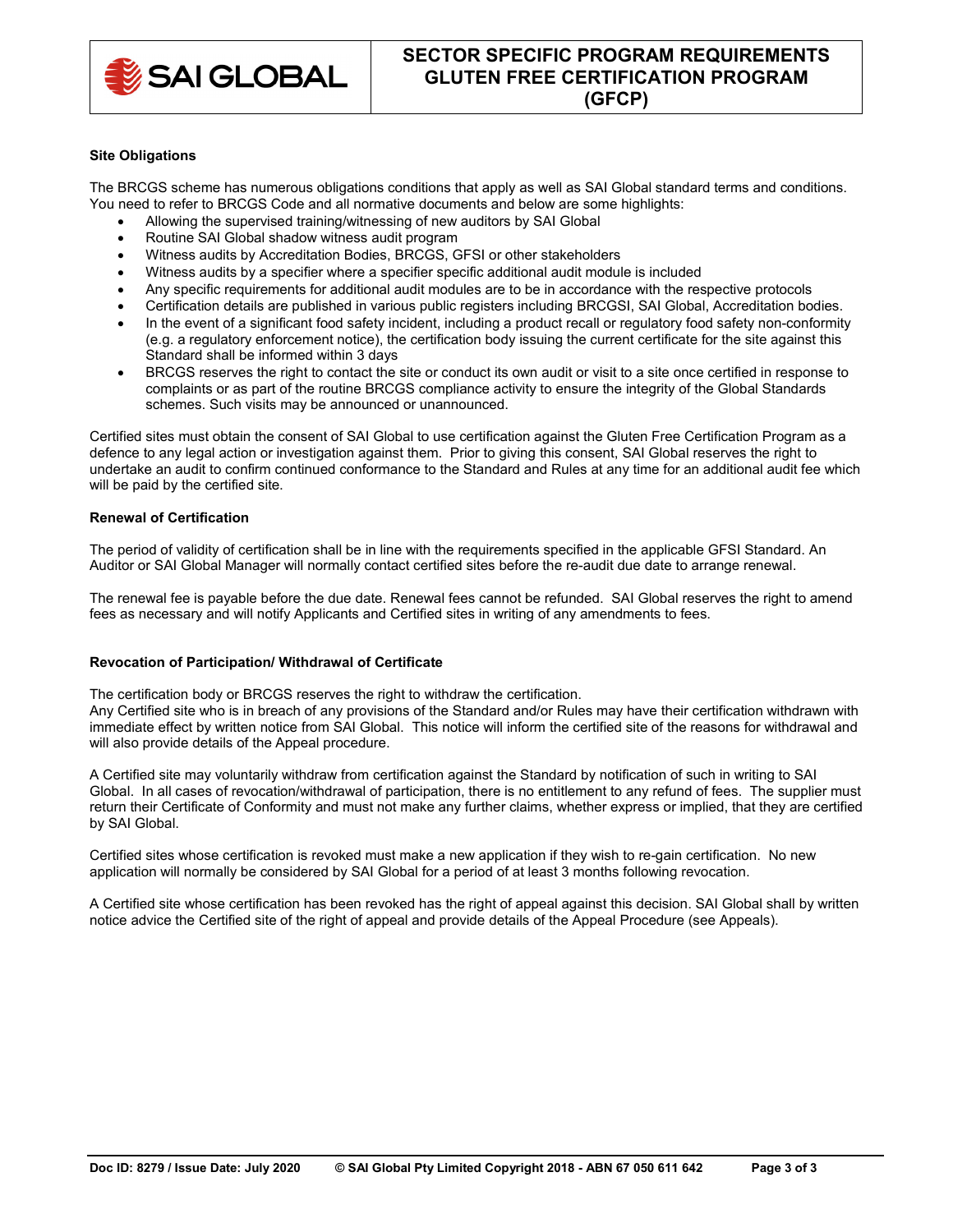**Site Obligations**

The BRCGS scheme has numerous obligations conditions that apply as well as SAI Global standard terms and conditions. You need to refer to BRCGS Code and all normative documents and below are some highlights:

- Allowing the supervised training/witnessing of new auditors by SAI Global
- Routine SAI Global shadow witness audit program
- Witness audits by Accreditation Bodies, BRCGS, GFSI or other stakeholders
- Witness audits by a specifier where a specifier specific additional audit module is included
- Any specific requirements for additional audit modules are to be in accordance with the respective protocols
- Certification details are published in various public registers including BRCGSI, SAI Global, Accreditation bodies.
- In the event of a significant food safety incident, including a product recall or regulatory food safety non-conformity (e.g. a regulatory enforcement notice), the certification body issuing the current certificate for the site against this Standard shall be informed within 3 days
- BRCGS reserves the right to contact the site or conduct its own audit or visit to a site once certified in response to complaints or as part of the routine BRCGS compliance activity to ensure the integrity of the Global Standards schemes. Such visits may be announced or unannounced.

Certified sites must obtain the consent of SAI Global to use certification against the Gluten Free Certification Program as a defence to any legal action or investigation against them. Prior to giving this consent, SAI Global reserves the right to undertake an audit to confirm continued conformance to the Standard and Rules at any time for an additional audit fee which will be paid by the certified site.

**Renewal of Certification**

The period of validity of certification shall be in line with the requirements specified in the applicable GFSI Standard. An Auditor or SAI Global Manager will normally contact certified sites before the re-audit due date to arrange renewal.

The renewal fee is payable before the due date. Renewal fees cannot be refunded. SAI Global reserves the right to amend fees as necessary and will notify Applicants and Certified sites in writing of any amendments to fees.

**Revocation of Participation/ Withdrawal of Certificate**

The certification body or BRCGS reserves the right to withdraw the certification.
Any Certified site who is in breach of any provisions of the Standard and/or Rules may have their certification withdrawn with immediate effect by written notice from SAI Global. This notice will inform the certified site of the reasons for withdrawal and will also provide details of the Appeal procedure.

A Certified site may voluntarily withdraw from certification against the Standard by notification of such in writing to SAI Global. In all cases of revocation/withdrawal of participation, there is no entitlement to any refund of fees. The supplier must return their Certificate of Conformity and must not make any further claims, whether express or implied, that they are certified by SAI Global.

Certified sites whose certification is revoked must make a new application if they wish to re-gain certification. No new application will normally be considered by SAI Global for a period of at least 3 months following revocation.

A Certified site whose certification has been revoked has the right of appeal against this decision. SAI Global shall by written notice advice the Certified site of the right of appeal and provide details of the Appeal Procedure (see Appeals).